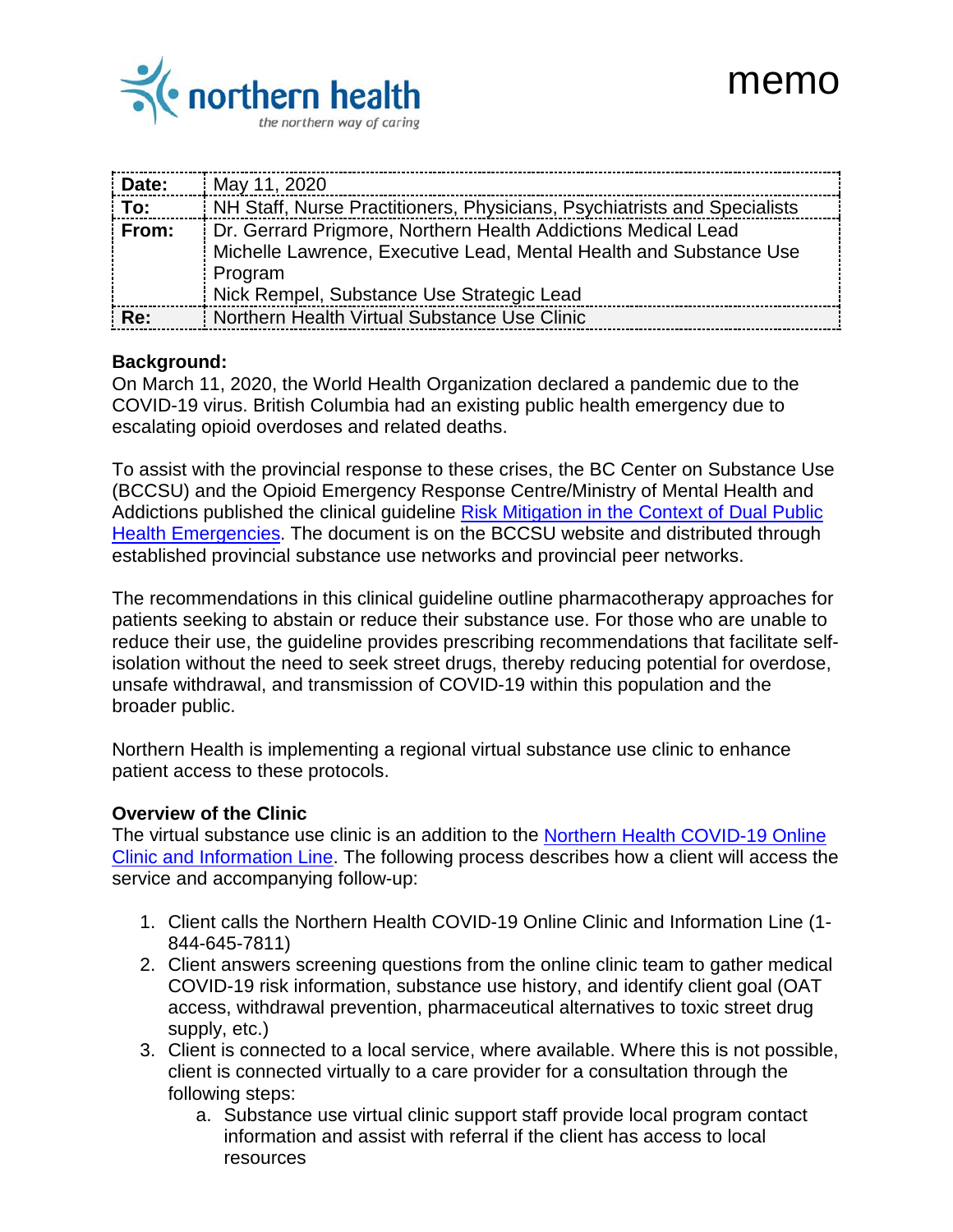northern health
*the northern way of caring*

# memo

| | |
|---|---|
| **Date:** | May 11, 2020 |
| **To:** | NH Staff, Nurse Practitioners, Physicians, Psychiatrists and Specialists |
| **From:** | Dr. Gerrard Prigmore, Northern Health Addictions Medical Lead<br>Michelle Lawrence, Executive Lead, Mental Health and Substance Use Program<br>Nick Rempel, Substance Use Strategic Lead |
| **Re:** | Northern Health Virtual Substance Use Clinic |

**Background:**
On March 11, 2020, the World Health Organization declared a pandemic due to the COVID-19 virus. British Columbia had an existing public health emergency due to escalating opioid overdoses and related deaths.

To assist with the provincial response to these crises, the BC Center on Substance Use (BCCSU) and the Opioid Emergency Response Centre/Ministry of Mental Health and Addictions published the clinical guideline [Risk Mitigation in the Context of Dual Public Health Emergencies](). The document is on the BCCSU website and distributed through established provincial substance use networks and provincial peer networks.

The recommendations in this clinical guideline outline pharmacotherapy approaches for patients seeking to abstain or reduce their substance use. For those who are unable to reduce their use, the guideline provides prescribing recommendations that facilitate self-isolation without the need to seek street drugs, thereby reducing potential for overdose, unsafe withdrawal, and transmission of COVID-19 within this population and the broader public.

Northern Health is implementing a regional virtual substance use clinic to enhance patient access to these protocols.

**Overview of the Clinic**
The virtual substance use clinic is an addition to the [Northern Health COVID-19 Online Clinic and Information Line](). The following process describes how a client will access the service and accompanying follow-up:

1. Client calls the Northern Health COVID-19 Online Clinic and Information Line (1-844-645-7811)
2. Client answers screening questions from the online clinic team to gather medical COVID-19 risk information, substance use history, and identify client goal (OAT access, withdrawal prevention, pharmaceutical alternatives to toxic street drug supply, etc.)
3. Client is connected to a local service, where available. Where this is not possible, client is connected virtually to a care provider for a consultation through the following steps:
   a. Substance use virtual clinic support staff provide local program contact information and assist with referral if the client has access to local resources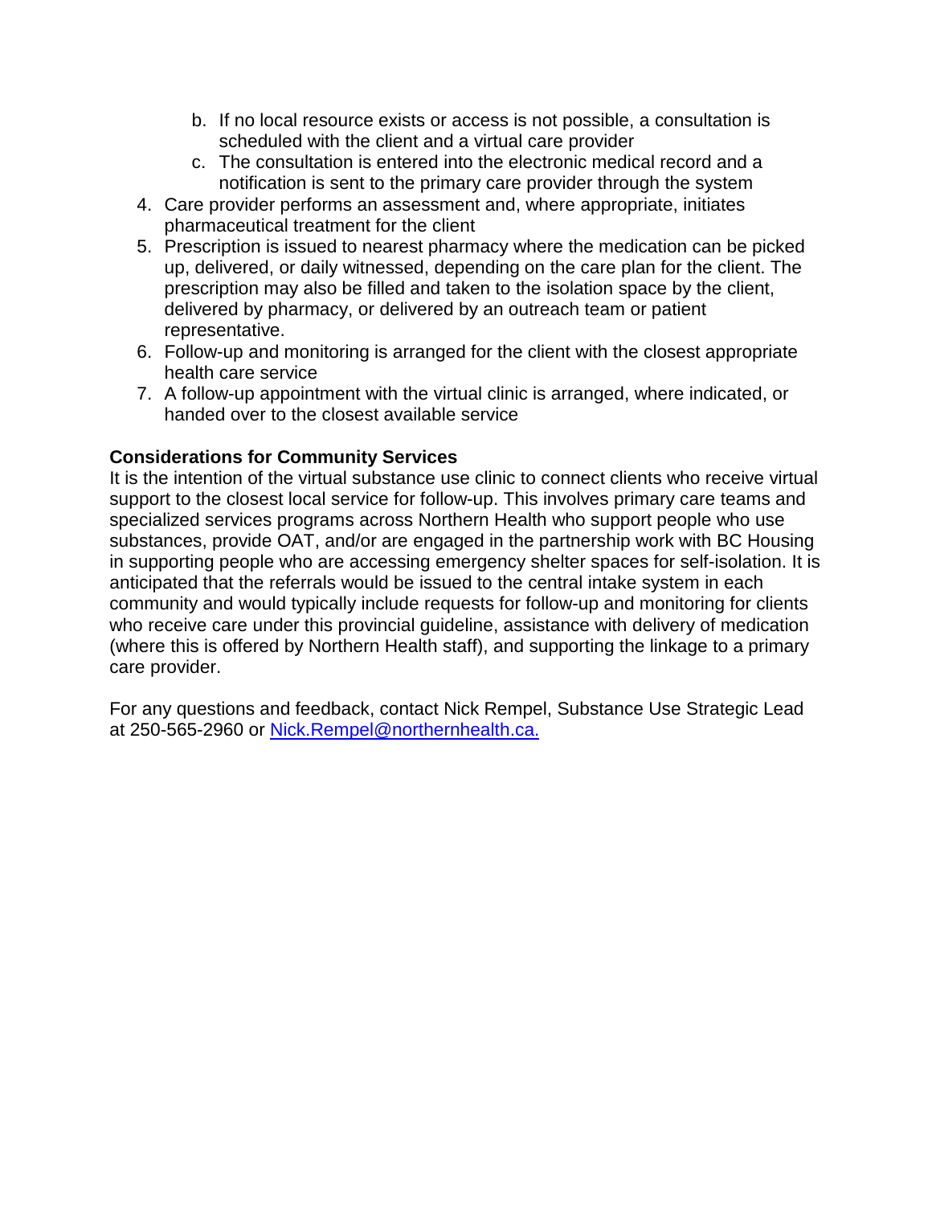b. If no local resource exists or access is not possible, a consultation is scheduled with the client and a virtual care provider
   c. The consultation is entered into the electronic medical record and a notification is sent to the primary care provider through the system
4. Care provider performs an assessment and, where appropriate, initiates pharmaceutical treatment for the client
5. Prescription is issued to nearest pharmacy where the medication can be picked up, delivered, or daily witnessed, depending on the care plan for the client. The prescription may also be filled and taken to the isolation space by the client, delivered by pharmacy, or delivered by an outreach team or patient representative.
6. Follow-up and monitoring is arranged for the client with the closest appropriate health care service
7. A follow-up appointment with the virtual clinic is arranged, where indicated, or handed over to the closest available service

**Considerations for Community Services**

It is the intention of the virtual substance use clinic to connect clients who receive virtual support to the closest local service for follow-up. This involves primary care teams and specialized services programs across Northern Health who support people who use substances, provide OAT, and/or are engaged in the partnership work with BC Housing in supporting people who are accessing emergency shelter spaces for self-isolation. It is anticipated that the referrals would be issued to the central intake system in each community and would typically include requests for follow-up and monitoring for clients who receive care under this provincial guideline, assistance with delivery of medication (where this is offered by Northern Health staff), and supporting the linkage to a primary care provider.

For any questions and feedback, contact Nick Rempel, Substance Use Strategic Lead at 250-565-2960 or [Nick.Rempel@northernhealth.ca.](mailto:Nick.Rempel@northernhealth.ca)